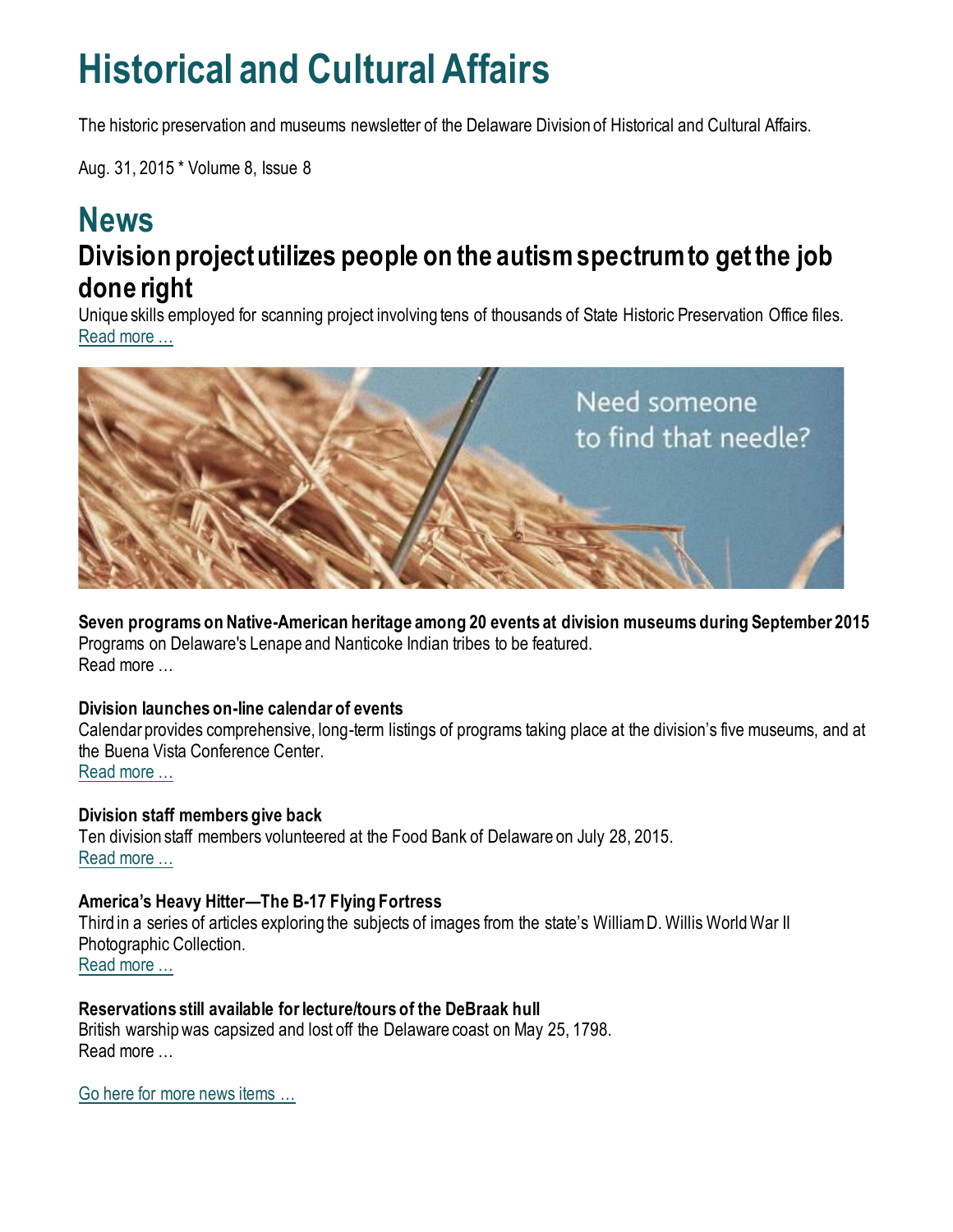# Historical and Cultural Affairs

The historic preservation and museums newsletter of the Delaware Division of Historical and Cultural Affairs.

Aug. 31, 2015 * Volume 8, Issue 8

# News

## Division project utilizes people on the autism spectrum to get the job done right

Unique skills employed for scanning project involving tens of thousands of State Historic Preservation Office files.
Read more …

**Seven programs on Native-American heritage among 20 events at division museums during September 2015**
Programs on Delaware's Lenape and Nanticoke Indian tribes to be featured.
Read more …

**Division launches on-line calendar of events**
Calendar provides comprehensive, long-term listings of programs taking place at the division's five museums, and at the Buena Vista Conference Center.
Read more …

**Division staff members give back**
Ten division staff members volunteered at the Food Bank of Delaware on July 28, 2015.
Read more …

**America's Heavy Hitter—The B-17 Flying Fortress**
Third in a series of articles exploring the subjects of images from the state's William D. Willis World War II Photographic Collection.
Read more …

**Reservations still available for lecture/tours of the DeBraak hull**
British warship was capsized and lost off the Delaware coast on May 25, 1798.
Read more …

Go here for more news items …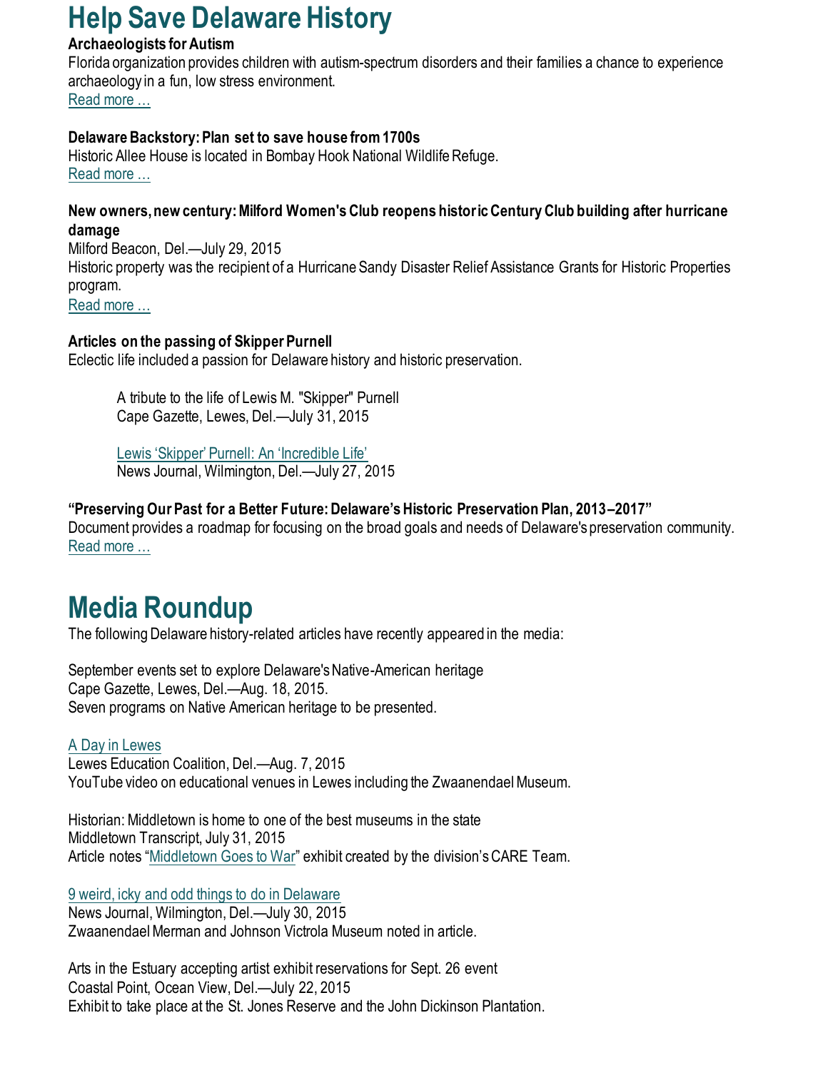# Help Save Delaware History

**Archaeologists for Autism**

Florida organization provides children with autism-spectrum disorders and their families a chance to experience archaeology in a fun, low stress environment.

Read more …

**Delaware Backstory: Plan set to save house from 1700s**

Historic Allee House is located in Bombay Hook National Wildlife Refuge.

Read more …

**New owners, new century: Milford Women's Club reopens historic Century Club building after hurricane damage**

Milford Beacon, Del.—July 29, 2015

Historic property was the recipient of a Hurricane Sandy Disaster Relief Assistance Grants for Historic Properties program.

Read more …

**Articles on the passing of Skipper Purnell**

Eclectic life included a passion for Delaware history and historic preservation.

> A tribute to the life of Lewis M. "Skipper" Purnell
> Cape Gazette, Lewes, Del.—July 31, 2015
>
> Lewis 'Skipper' Purnell: An 'Incredible Life'
> News Journal, Wilmington, Del.—July 27, 2015

**"Preserving Our Past for a Better Future: Delaware's Historic Preservation Plan, 2013–2017"**

Document provides a roadmap for focusing on the broad goals and needs of Delaware's preservation community.

Read more …

# Media Roundup

The following Delaware history-related articles have recently appeared in the media:

September events set to explore Delaware's Native-American heritage
Cape Gazette, Lewes, Del.—Aug. 18, 2015.
Seven programs on Native American heritage to be presented.

A Day in Lewes
Lewes Education Coalition, Del.—Aug. 7, 2015
YouTube video on educational venues in Lewes including the Zwaanendael Museum.

Historian: Middletown is home to one of the best museums in the state
Middletown Transcript, July 31, 2015
Article notes "Middletown Goes to War" exhibit created by the division's CARE Team.

9 weird, icky and odd things to do in Delaware
News Journal, Wilmington, Del.—July 30, 2015
Zwaanendael Merman and Johnson Victrola Museum noted in article.

Arts in the Estuary accepting artist exhibit reservations for Sept. 26 event
Coastal Point, Ocean View, Del.—July 22, 2015
Exhibit to take place at the St. Jones Reserve and the John Dickinson Plantation.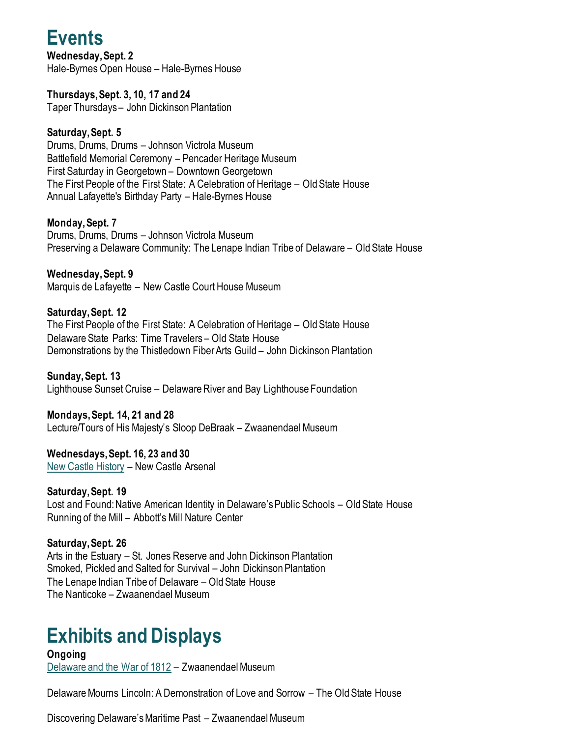# Events

**Wednesday, Sept. 2**
Hale-Byrnes Open House – Hale-Byrnes House

**Thursdays, Sept. 3, 10, 17 and 24**
Taper Thursdays – John Dickinson Plantation

**Saturday, Sept. 5**
Drums, Drums, Drums – Johnson Victrola Museum
Battlefield Memorial Ceremony – Pencader Heritage Museum
First Saturday in Georgetown – Downtown Georgetown
The First People of the First State: A Celebration of Heritage – Old State House
Annual Lafayette's Birthday Party – Hale-Byrnes House

**Monday, Sept. 7**
Drums, Drums, Drums – Johnson Victrola Museum
Preserving a Delaware Community: The Lenape Indian Tribe of Delaware – Old State House

**Wednesday, Sept. 9**
Marquis de Lafayette – New Castle Court House Museum

**Saturday, Sept. 12**
The First People of the First State: A Celebration of Heritage – Old State House
Delaware State Parks: Time Travelers – Old State House
Demonstrations by the Thistledown Fiber Arts Guild – John Dickinson Plantation

**Sunday, Sept. 13**
Lighthouse Sunset Cruise – Delaware River and Bay Lighthouse Foundation

**Mondays, Sept. 14, 21 and 28**
Lecture/Tours of His Majesty's Sloop DeBraak – Zwaanendael Museum

**Wednesdays, Sept. 16, 23 and 30**
New Castle History – New Castle Arsenal

**Saturday, Sept. 19**
Lost and Found: Native American Identity in Delaware's Public Schools – Old State House
Running of the Mill – Abbott's Mill Nature Center

**Saturday, Sept. 26**
Arts in the Estuary – St. Jones Reserve and John Dickinson Plantation
Smoked, Pickled and Salted for Survival – John Dickinson Plantation
The Lenape Indian Tribe of Delaware – Old State House
The Nanticoke – Zwaanendael Museum

# Exhibits and Displays

**Ongoing**
Delaware and the War of 1812 – Zwaanendael Museum

Delaware Mourns Lincoln: A Demonstration of Love and Sorrow – The Old State House

Discovering Delaware's Maritime Past – Zwaanendael Museum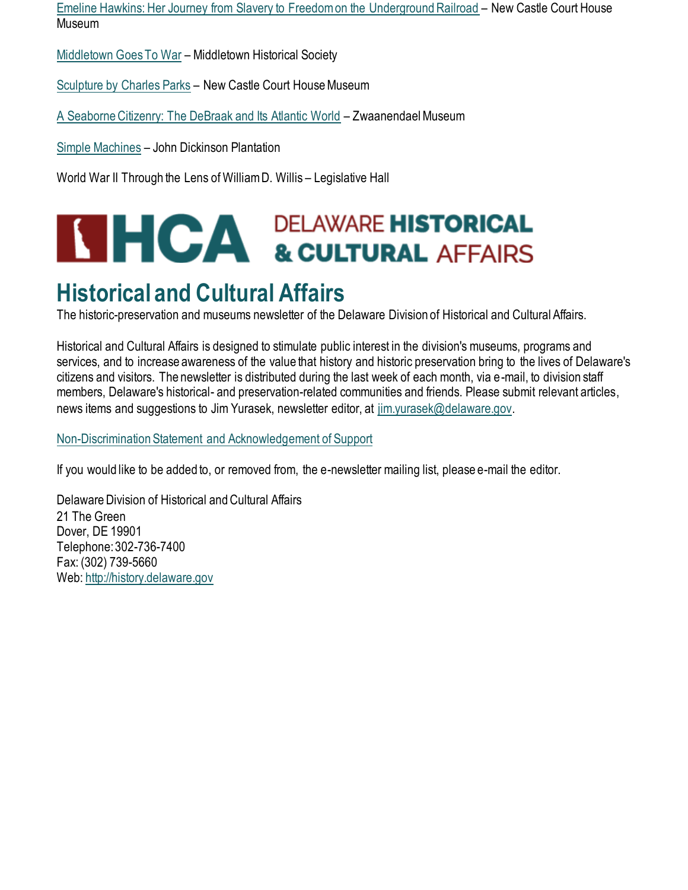Emeline Hawkins: Her Journey from Slavery to Freedom on the Underground Railroad – New Castle Court House Museum

Middletown Goes To War – Middletown Historical Society

Sculpture by Charles Parks – New Castle Court House Museum

A Seaborne Citizenry: The DeBraak and Its Atlantic World – Zwaanendael Museum

Simple Machines – John Dickinson Plantation

World War II Through the Lens of William D. Willis – Legislative Hall

HCA DELAWARE HISTORICAL & CULTURAL AFFAIRS

# Historical and Cultural Affairs

The historic-preservation and museums newsletter of the Delaware Division of Historical and Cultural Affairs.

Historical and Cultural Affairs is designed to stimulate public interest in the division's museums, programs and services, and to increase awareness of the value that history and historic preservation bring to the lives of Delaware's citizens and visitors. The newsletter is distributed during the last week of each month, via e-mail, to division staff members, Delaware's historical- and preservation-related communities and friends. Please submit relevant articles, news items and suggestions to Jim Yurasek, newsletter editor, at jim.yurasek@delaware.gov.

Non-Discrimination Statement and Acknowledgement of Support

If you would like to be added to, or removed from, the e-newsletter mailing list, please e-mail the editor.

Delaware Division of Historical and Cultural Affairs
21 The Green
Dover, DE 19901
Telephone: 302-736-7400
Fax: (302) 739-5660
Web: http://history.delaware.gov